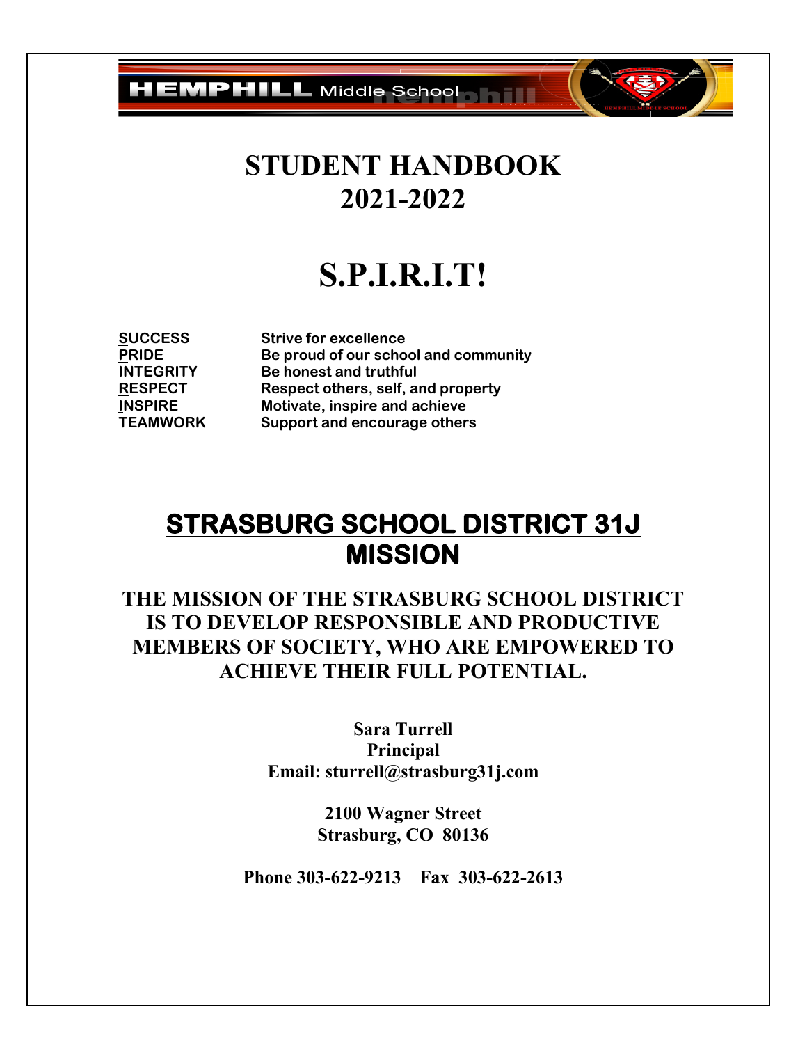HEMPHILL Middle School

# STUDENT HANDBOOK
# 2021-2022

# S.P.I.R.I.T!

| | |
|---|---|
| **SUCCESS** | **Strive for excellence** |
| **PRIDE** | **Be proud of our school and community** |
| **INTEGRITY** | **Be honest and truthful** |
| **RESPECT** | **Respect others, self, and property** |
| **INSPIRE** | **Motivate, inspire and achieve** |
| **TEAMWORK** | **Support and encourage others** |

## STRASBURG SCHOOL DISTRICT 31J MISSION

### THE MISSION OF THE STRASBURG SCHOOL DISTRICT IS TO DEVELOP RESPONSIBLE AND PRODUCTIVE MEMBERS OF SOCIETY, WHO ARE EMPOWERED TO ACHIEVE THEIR FULL POTENTIAL.

**Sara Turrell**
**Principal**
**Email: sturrell@strasburg31j.com**

**2100 Wagner Street**
**Strasburg, CO 80136**

**Phone 303-622-9213 Fax 303-622-2613**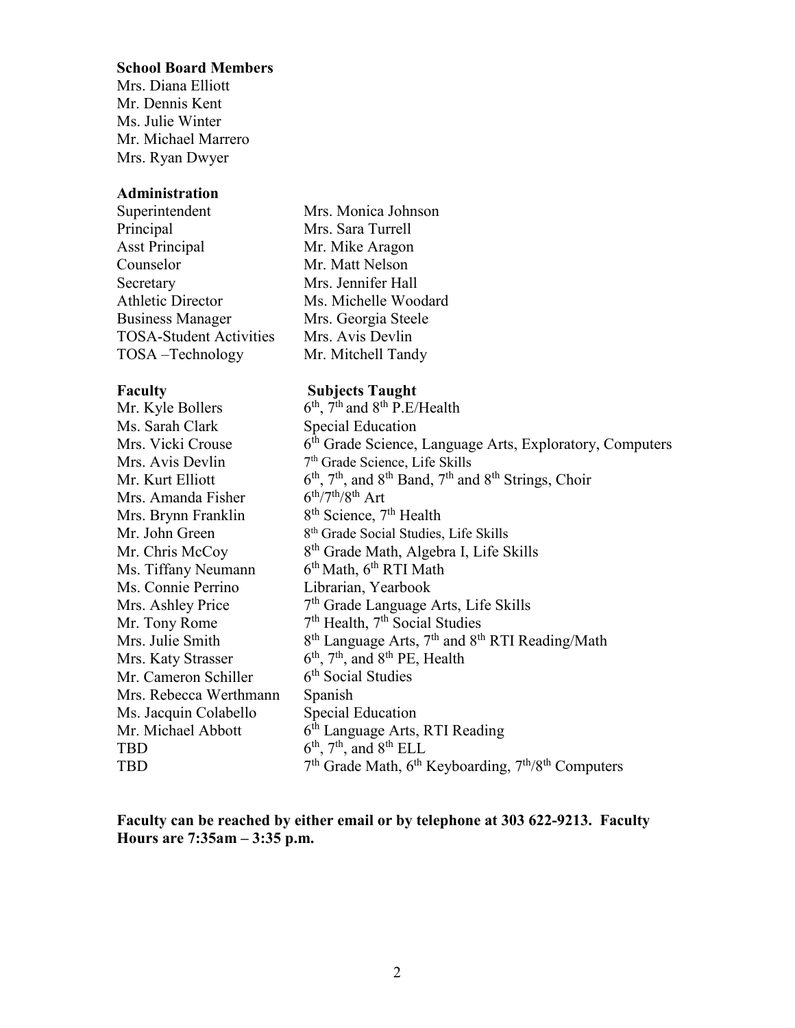**School Board Members**

Mrs. Diana Elliott
Mr. Dennis Kent
Ms. Julie Winter
Mr. Michael Marrero
Mrs. Ryan Dwyer

**Administration**

| | |
|---|---|
| Superintendent | Mrs. Monica Johnson |
| Principal | Mrs. Sara Turrell |
| Asst Principal | Mr. Mike Aragon |
| Counselor | Mr. Matt Nelson |
| Secretary | Mrs. Jennifer Hall |
| Athletic Director | Ms. Michelle Woodard |
| Business Manager | Mrs. Georgia Steele |
| TOSA-Student Activities | Mrs. Avis Devlin |
| TOSA –Technology | Mr. Mitchell Tandy |

| **Faculty** | **Subjects Taught** |
|---|---|
| Mr. Kyle Bollers | 6th, 7th and 8th P.E/Health |
| Ms. Sarah Clark | Special Education |
| Mrs. Vicki Crouse | 6th Grade Science, Language Arts, Exploratory, Computers |
| Mrs. Avis Devlin | 7th Grade Science, Life Skills |
| Mr. Kurt Elliott | 6th, 7th, and 8th Band, 7th and 8th Strings, Choir |
| Mrs. Amanda Fisher | 6th/7th/8th Art |
| Mrs. Brynn Franklin | 8th Science, 7th Health |
| Mr. John Green | 8th Grade Social Studies, Life Skills |
| Mr. Chris McCoy | 8th Grade Math, Algebra I, Life Skills |
| Ms. Tiffany Neumann | 6th Math, 6th RTI Math |
| Ms. Connie Perrino | Librarian, Yearbook |
| Mrs. Ashley Price | 7th Grade Language Arts, Life Skills |
| Mr. Tony Rome | 7th Health, 7th Social Studies |
| Mrs. Julie Smith | 8th Language Arts, 7th and 8th RTI Reading/Math |
| Mrs. Katy Strasser | 6th, 7th, and 8th PE, Health |
| Mr. Cameron Schiller | 6th Social Studies |
| Mrs. Rebecca Werthmann | Spanish |
| Ms. Jacquin Colabello | Special Education |
| Mr. Michael Abbott | 6th Language Arts, RTI Reading |
| TBD | 6th, 7th, and 8th ELL |
| TBD | 7th Grade Math, 6th Keyboarding, 7th/8th Computers |

**Faculty can be reached by either email or by telephone at 303 622-9213. Faculty Hours are 7:35am – 3:35 p.m.**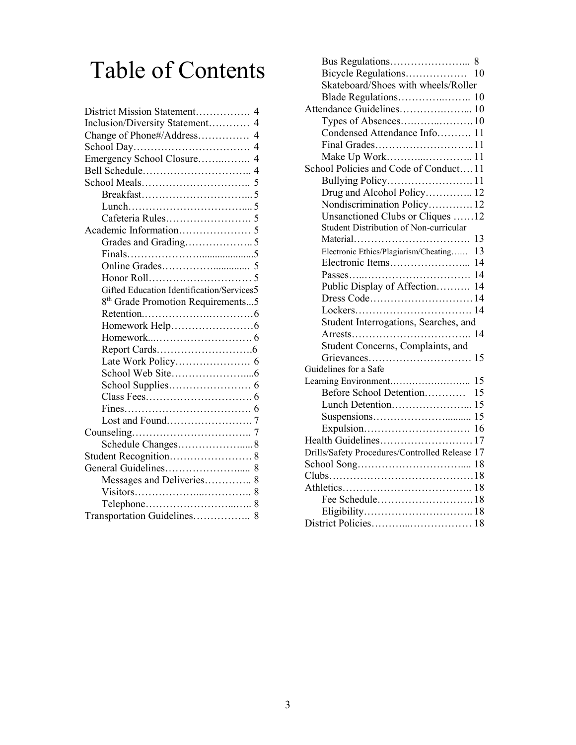# Table of Contents

- District Mission Statement……………. 4
- Inclusion/Diversity Statement………… 4
- Change of Phone#/Address…………… 4
- School Day……………………………. 4
- Emergency School Closure……..…….. 4
- Bell Schedule………………………….. 4
- School Meals………………………….. 5
  - Breakfast…………………………... 5
  - Lunch……………………………... 5
  - Cafeteria Rules……………………. 5
- Academic Information………………… 5
  - Grades and Grading……………….. 5
  - Finals…………………..................5
  - Online Grades…………….............. 5
  - Honor Roll………………………… 5
  - Gifted Education Identification/Services 5
  - 8th Grade Promotion Requirements...5
  - Retention.…………….…………….6
  - Homework Help……………………6
  - Homework..………………………. 6
  - Report Cards……………………….6
  - Late Work Policy…………………. 6
  - School Web Site…………………....6
  - School Supplies…………………… 6
  - Class Fees…………………………. 6
  - Fines………………………………. 6
  - Lost and Found……………………. 7
- Counseling…………………………….. 7
  - Schedule Changes……………….....8
- Student Recognition…………………… 8
- General Guidelines…………………..... 8
  - Messages and Deliveries………….. 8
  - Visitors………………...………….. 8
  - Telephone……………………...….. 8
- Transportation Guidelines…………….. 8
  - Bus Regulations…………………... 8
  - Bicycle Regulations……………… 10
  - Skateboard/Shoes with wheels/Roller Blade Regulations…………..…….. 10
- Attendance Guidelines………….……... 10
  - Types of Absences….……..………10
  - Condensed Attendance Info………. 11
  - Final Grades………………………..11
  - Make Up Work………...………….. 11
- School Policies and Code of Conduct…. 11
  - Bullying Policy……………………11
  - Drug and Alcohol Policy………….. 12
  - Nondiscrimination Policy…………. 12
  - Unsanctioned Clubs or Cliques ……12
  - Student Distribution of Non-curricular Material……………………………. 13
  - Electronic Ethics/Plagiarism/Cheating…… 13
  - Electronic Items…………………... 14
  - Passes…..…………………………. 14
  - Public Display of Affection………. 14
  - Dress Code…………………………14
  - Lockers……………………………. 14
  - Student Interrogations, Searches, and Arrests…………………………….. 14
  - Student Concerns, Complaints, and Grievances………………………… 15
- Guidelines for a Safe Learning Environment…………………….. 15
  - Before School Detention………… 15
  - Lunch Detention…………………... 15
  - Suspensions………………........... 15
  - Expulsion…………………………. 16
- Health Guidelines………………………17
- Drills/Safety Procedures/Controlled Release 17
- School Song………………………….... 18
- Clubs……………………………………18
- Athletics……………………………….. 18
  - Fee Schedule……………………….18
  - Eligibility………………………….. 18
- District Policies………..……………… 18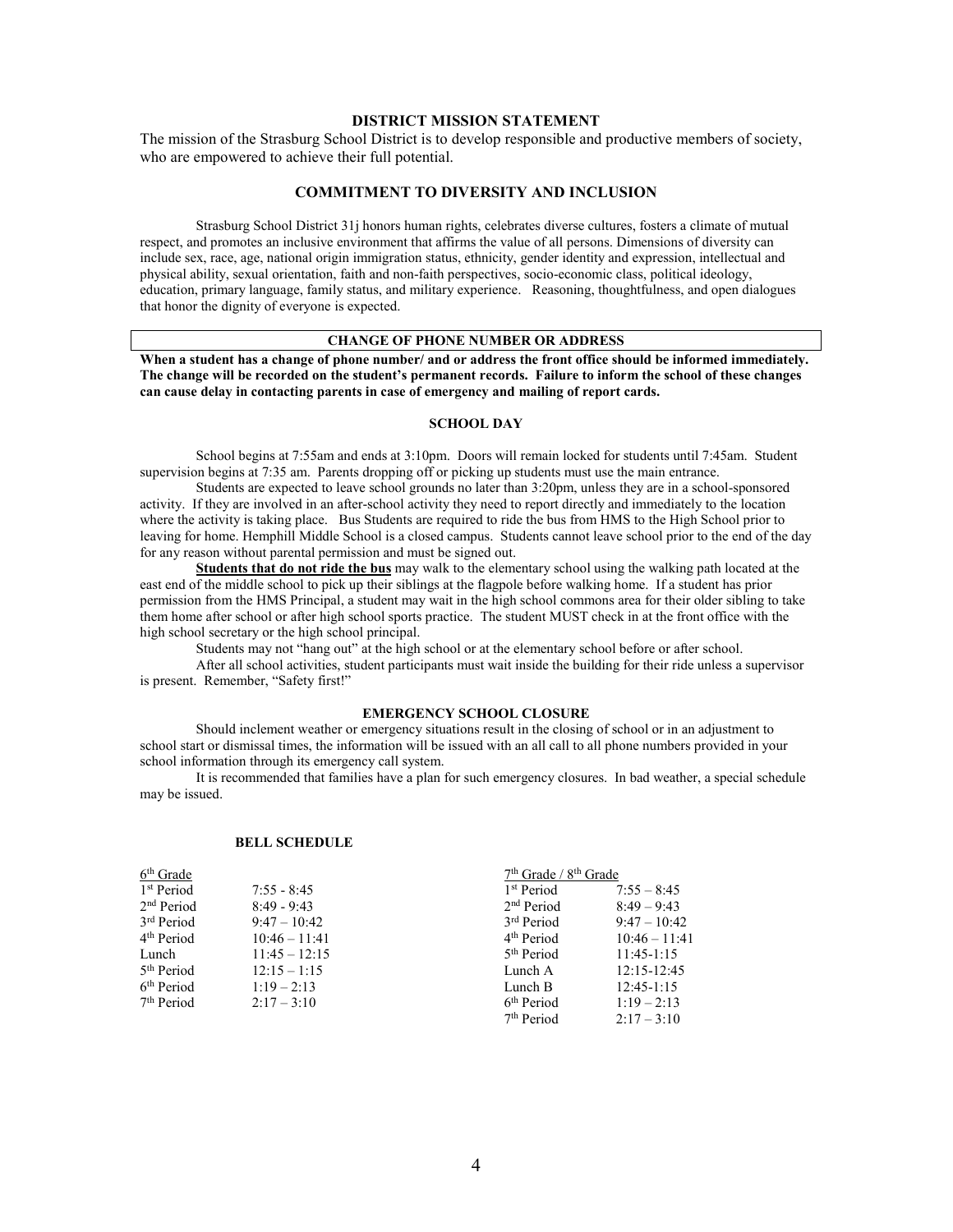## DISTRICT MISSION STATEMENT

The mission of the Strasburg School District is to develop responsible and productive members of society, who are empowered to achieve their full potential.

## COMMITMENT TO DIVERSITY AND INCLUSION

Strasburg School District 31j honors human rights, celebrates diverse cultures, fosters a climate of mutual respect, and promotes an inclusive environment that affirms the value of all persons. Dimensions of diversity can include sex, race, age, national origin immigration status, ethnicity, gender identity and expression, intellectual and physical ability, sexual orientation, faith and non-faith perspectives, socio-economic class, political ideology, education, primary language, family status, and military experience. Reasoning, thoughtfulness, and open dialogues that honor the dignity of everyone is expected.

## CHANGE OF PHONE NUMBER OR ADDRESS

**When a student has a change of phone number/ and or address the front office should be informed immediately. The change will be recorded on the student's permanent records. Failure to inform the school of these changes can cause delay in contacting parents in case of emergency and mailing of report cards.**

## SCHOOL DAY

School begins at 7:55am and ends at 3:10pm. Doors will remain locked for students until 7:45am. Student supervision begins at 7:35 am. Parents dropping off or picking up students must use the main entrance.

Students are expected to leave school grounds no later than 3:20pm, unless they are in a school-sponsored activity. If they are involved in an after-school activity they need to report directly and immediately to the location where the activity is taking place. Bus Students are required to ride the bus from HMS to the High School prior to leaving for home. Hemphill Middle School is a closed campus. Students cannot leave school prior to the end of the day for any reason without parental permission and must be signed out.

**Students that do not ride the bus** may walk to the elementary school using the walking path located at the east end of the middle school to pick up their siblings at the flagpole before walking home. If a student has prior permission from the HMS Principal, a student may wait in the high school commons area for their older sibling to take them home after school or after high school sports practice. The student MUST check in at the front office with the high school secretary or the high school principal.

Students may not "hang out" at the high school or at the elementary school before or after school.

After all school activities, student participants must wait inside the building for their ride unless a supervisor is present. Remember, "Safety first!"

## EMERGENCY SCHOOL CLOSURE

Should inclement weather or emergency situations result in the closing of school or in an adjustment to school start or dismissal times, the information will be issued with an all call to all phone numbers provided in your school information through its emergency call system.

It is recommended that families have a plan for such emergency closures. In bad weather, a special schedule may be issued.

## BELL SCHEDULE

**6th Grade**

| Period | Time |
|---|---|
| 1st Period | 7:55 - 8:45 |
| 2nd Period | 8:49 - 9:43 |
| 3rd Period | 9:47 – 10:42 |
| 4th Period | 10:46 – 11:41 |
| Lunch | 11:45 – 12:15 |
| 5th Period | 12:15 – 1:15 |
| 6th Period | 1:19 – 2:13 |
| 7th Period | 2:17 – 3:10 |

**7th Grade / 8th Grade**

| Period | Time |
|---|---|
| 1st Period | 7:55 – 8:45 |
| 2nd Period | 8:49 – 9:43 |
| 3rd Period | 9:47 – 10:42 |
| 4th Period | 10:46 – 11:41 |
| 5th Period | 11:45-1:15 |
| Lunch A | 12:15-12:45 |
| Lunch B | 12:45-1:15 |
| 6th Period | 1:19 – 2:13 |
| 7th Period | 2:17 – 3:10 |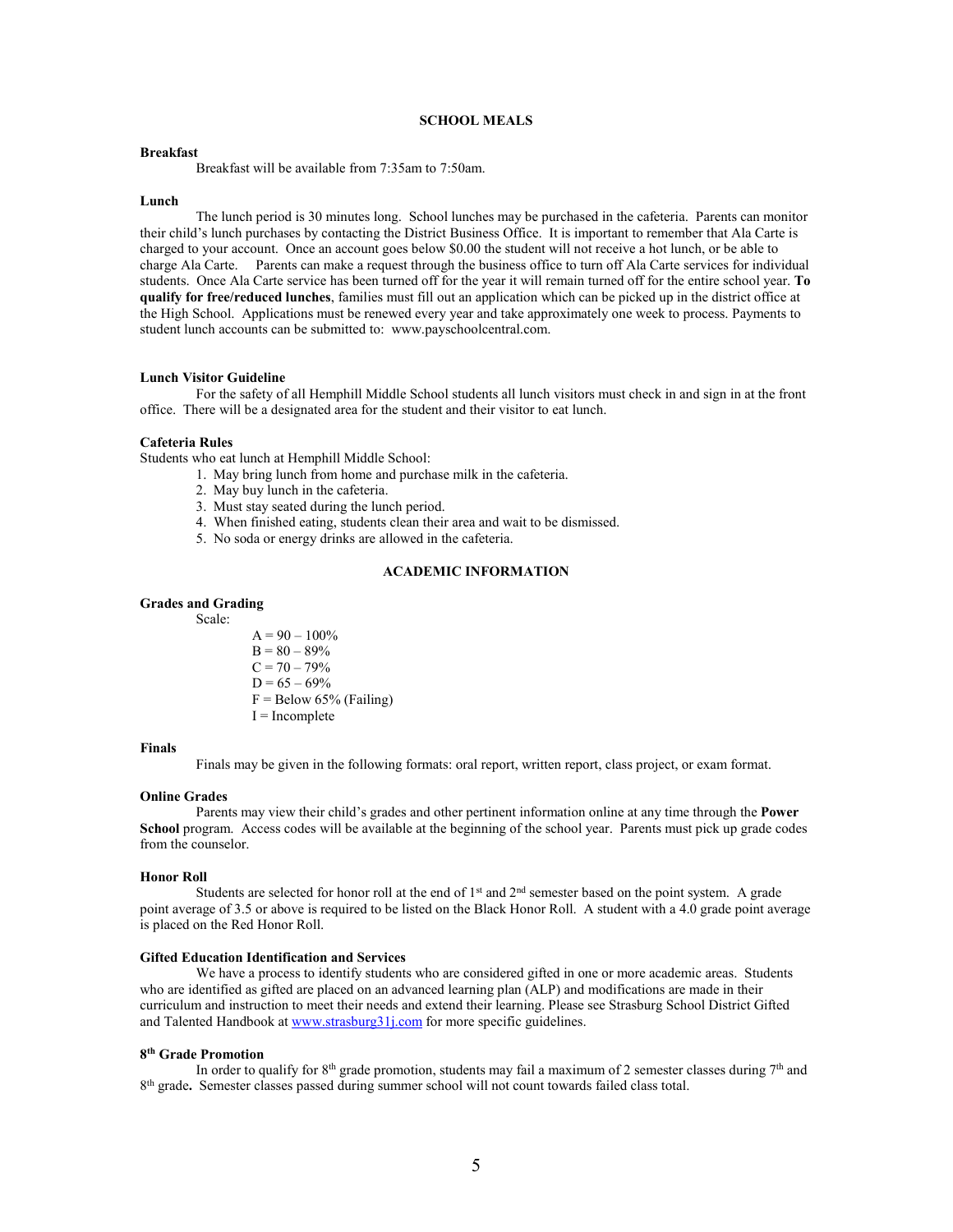## SCHOOL MEALS

### Breakfast

Breakfast will be available from 7:35am to 7:50am.

### Lunch

The lunch period is 30 minutes long. School lunches may be purchased in the cafeteria. Parents can monitor their child's lunch purchases by contacting the District Business Office. It is important to remember that Ala Carte is charged to your account. Once an account goes below $0.00 the student will not receive a hot lunch, or be able to charge Ala Carte. Parents can make a request through the business office to turn off Ala Carte services for individual students. Once Ala Carte service has been turned off for the year it will remain turned off for the entire school year. **To qualify for free/reduced lunches**, families must fill out an application which can be picked up in the district office at the High School. Applications must be renewed every year and take approximately one week to process. Payments to student lunch accounts can be submitted to: www.payschoolcentral.com.

### Lunch Visitor Guideline

For the safety of all Hemphill Middle School students all lunch visitors must check in and sign in at the front office. There will be a designated area for the student and their visitor to eat lunch.

### Cafeteria Rules

Students who eat lunch at Hemphill Middle School:

1. May bring lunch from home and purchase milk in the cafeteria.
2. May buy lunch in the cafeteria.
3. Must stay seated during the lunch period.
4. When finished eating, students clean their area and wait to be dismissed.
5. No soda or energy drinks are allowed in the cafeteria.

## ACADEMIC INFORMATION

### Grades and Grading

Scale:

A = 90 – 100%
B = 80 – 89%
C = 70 – 79%
D = 65 – 69%
F = Below 65% (Failing)
I = Incomplete

### Finals

Finals may be given in the following formats: oral report, written report, class project, or exam format.

### Online Grades

Parents may view their child's grades and other pertinent information online at any time through the **Power School** program. Access codes will be available at the beginning of the school year. Parents must pick up grade codes from the counselor.

### Honor Roll

Students are selected for honor roll at the end of 1st and 2nd semester based on the point system. A grade point average of 3.5 or above is required to be listed on the Black Honor Roll. A student with a 4.0 grade point average is placed on the Red Honor Roll.

### Gifted Education Identification and Services

We have a process to identify students who are considered gifted in one or more academic areas. Students who are identified as gifted are placed on an advanced learning plan (ALP) and modifications are made in their curriculum and instruction to meet their needs and extend their learning. Please see Strasburg School District Gifted and Talented Handbook at www.strasburg31j.com for more specific guidelines.

### 8th Grade Promotion

In order to qualify for 8th grade promotion, students may fail a maximum of 2 semester classes during 7th and 8th grade**.** Semester classes passed during summer school will not count towards failed class total.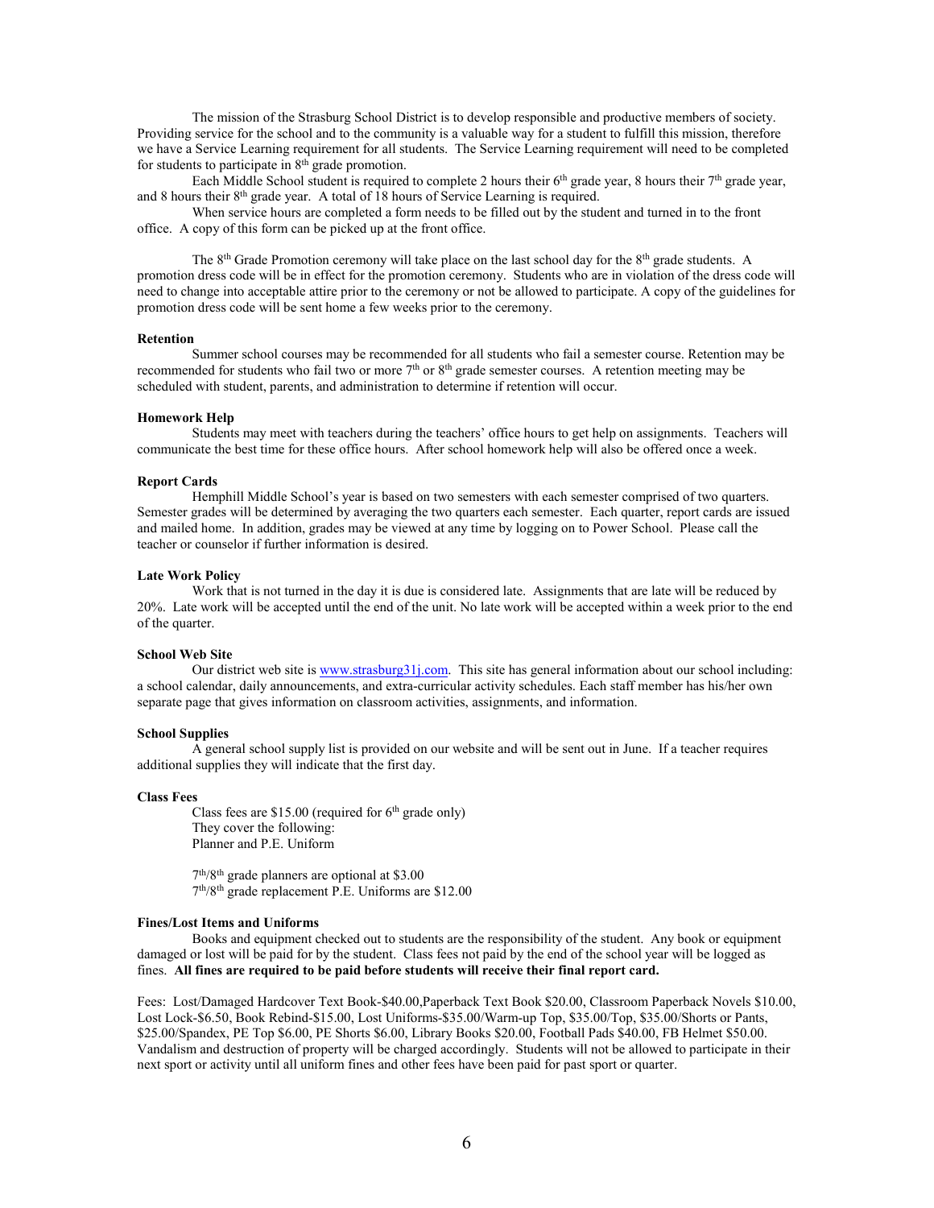The mission of the Strasburg School District is to develop responsible and productive members of society. Providing service for the school and to the community is a valuable way for a student to fulfill this mission, therefore we have a Service Learning requirement for all students. The Service Learning requirement will need to be completed for students to participate in 8th grade promotion.

Each Middle School student is required to complete 2 hours their 6th grade year, 8 hours their 7th grade year, and 8 hours their 8th grade year. A total of 18 hours of Service Learning is required.

When service hours are completed a form needs to be filled out by the student and turned in to the front office. A copy of this form can be picked up at the front office.

The 8th Grade Promotion ceremony will take place on the last school day for the 8th grade students. A promotion dress code will be in effect for the promotion ceremony. Students who are in violation of the dress code will need to change into acceptable attire prior to the ceremony or not be allowed to participate. A copy of the guidelines for promotion dress code will be sent home a few weeks prior to the ceremony.

**Retention**

Summer school courses may be recommended for all students who fail a semester course. Retention may be recommended for students who fail two or more 7th or 8th grade semester courses. A retention meeting may be scheduled with student, parents, and administration to determine if retention will occur.

**Homework Help**

Students may meet with teachers during the teachers' office hours to get help on assignments. Teachers will communicate the best time for these office hours. After school homework help will also be offered once a week.

**Report Cards**

Hemphill Middle School's year is based on two semesters with each semester comprised of two quarters. Semester grades will be determined by averaging the two quarters each semester. Each quarter, report cards are issued and mailed home. In addition, grades may be viewed at any time by logging on to Power School. Please call the teacher or counselor if further information is desired.

**Late Work Policy**

Work that is not turned in the day it is due is considered late. Assignments that are late will be reduced by 20%. Late work will be accepted until the end of the unit. No late work will be accepted within a week prior to the end of the quarter.

**School Web Site**

Our district web site is www.strasburg31j.com. This site has general information about our school including: a school calendar, daily announcements, and extra-curricular activity schedules. Each staff member has his/her own separate page that gives information on classroom activities, assignments, and information.

**School Supplies**

A general school supply list is provided on our website and will be sent out in June. If a teacher requires additional supplies they will indicate that the first day.

**Class Fees**

Class fees are $15.00 (required for 6th grade only)
They cover the following:
Planner and P.E. Uniform

7th/8th grade planners are optional at $3.00
7th/8th grade replacement P.E. Uniforms are $12.00

**Fines/Lost Items and Uniforms**

Books and equipment checked out to students are the responsibility of the student. Any book or equipment damaged or lost will be paid for by the student. Class fees not paid by the end of the school year will be logged as fines. **All fines are required to be paid before students will receive their final report card.**

Fees: Lost/Damaged Hardcover Text Book-$40.00,Paperback Text Book $20.00, Classroom Paperback Novels $10.00, Lost Lock-$6.50, Book Rebind-$15.00, Lost Uniforms-$35.00/Warm-up Top, $35.00/Top, $35.00/Shorts or Pants, $25.00/Spandex, PE Top $6.00, PE Shorts $6.00, Library Books $20.00, Football Pads $40.00, FB Helmet $50.00. Vandalism and destruction of property will be charged accordingly. Students will not be allowed to participate in their next sport or activity until all uniform fines and other fees have been paid for past sport or quarter.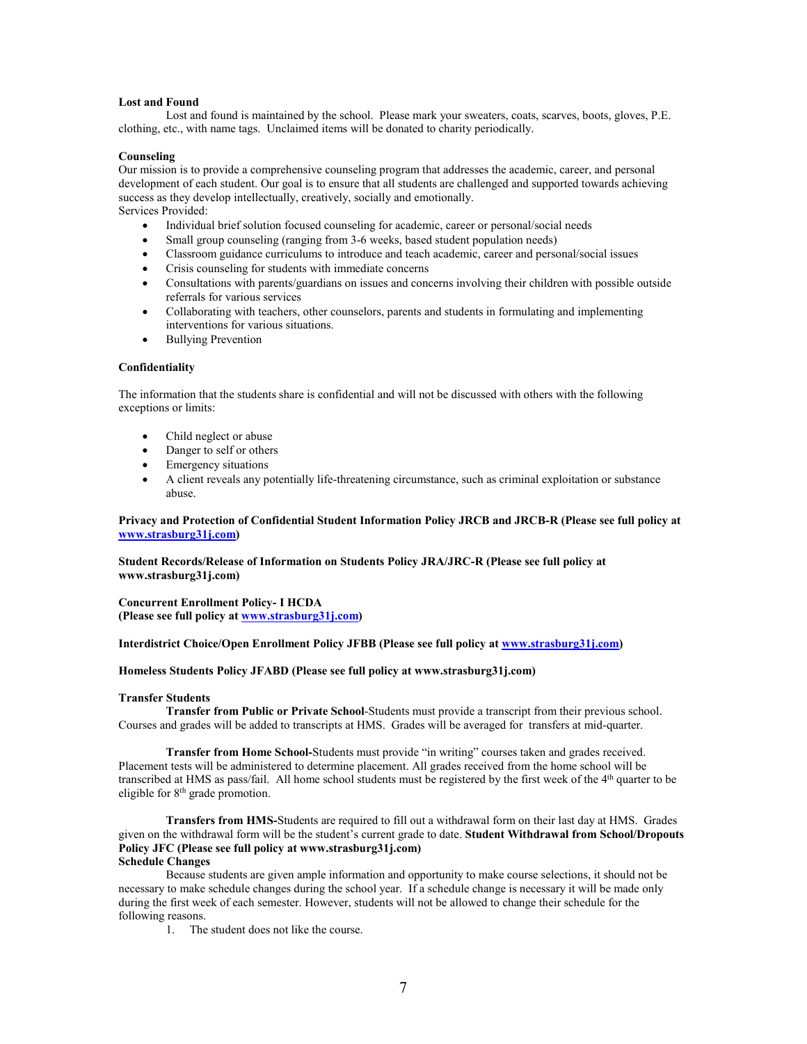**Lost and Found**

Lost and found is maintained by the school. Please mark your sweaters, coats, scarves, boots, gloves, P.E. clothing, etc., with name tags. Unclaimed items will be donated to charity periodically.

**Counseling**

Our mission is to provide a comprehensive counseling program that addresses the academic, career, and personal development of each student. Our goal is to ensure that all students are challenged and supported towards achieving success as they develop intellectually, creatively, socially and emotionally.

Services Provided:

- Individual brief solution focused counseling for academic, career or personal/social needs
- Small group counseling (ranging from 3-6 weeks, based student population needs)
- Classroom guidance curriculums to introduce and teach academic, career and personal/social issues
- Crisis counseling for students with immediate concerns
- Consultations with parents/guardians on issues and concerns involving their children with possible outside referrals for various services
- Collaborating with teachers, other counselors, parents and students in formulating and implementing interventions for various situations.
- Bullying Prevention

**Confidentiality**

The information that the students share is confidential and will not be discussed with others with the following exceptions or limits:

- Child neglect or abuse
- Danger to self or others
- Emergency situations
- A client reveals any potentially life-threatening circumstance, such as criminal exploitation or substance abuse.

**Privacy and Protection of Confidential Student Information Policy JRCB and JRCB-R (Please see full policy at www.strasburg31j.com)**

**Student Records/Release of Information on Students Policy JRA/JRC-R (Please see full policy at www.strasburg31j.com)**

**Concurrent Enrollment Policy- I HCDA**
**(Please see full policy at www.strasburg31j.com)**

**Interdistrict Choice/Open Enrollment Policy JFBB (Please see full policy at www.strasburg31j.com)**

**Homeless Students Policy JFABD (Please see full policy at www.strasburg31j.com)**

**Transfer Students**

**Transfer from Public or Private School**-Students must provide a transcript from their previous school. Courses and grades will be added to transcripts at HMS. Grades will be averaged for transfers at mid-quarter.

**Transfer from Home School-**Students must provide "in writing" courses taken and grades received. Placement tests will be administered to determine placement. All grades received from the home school will be transcribed at HMS as pass/fail. All home school students must be registered by the first week of the 4th quarter to be eligible for 8th grade promotion.

**Transfers from HMS-**Students are required to fill out a withdrawal form on their last day at HMS. Grades given on the withdrawal form will be the student's current grade to date. **Student Withdrawal from School/Dropouts Policy JFC (Please see full policy at www.strasburg31j.com)**

**Schedule Changes**

Because students are given ample information and opportunity to make course selections, it should not be necessary to make schedule changes during the school year. If a schedule change is necessary it will be made only during the first week of each semester. However, students will not be allowed to change their schedule for the following reasons.

1. The student does not like the course.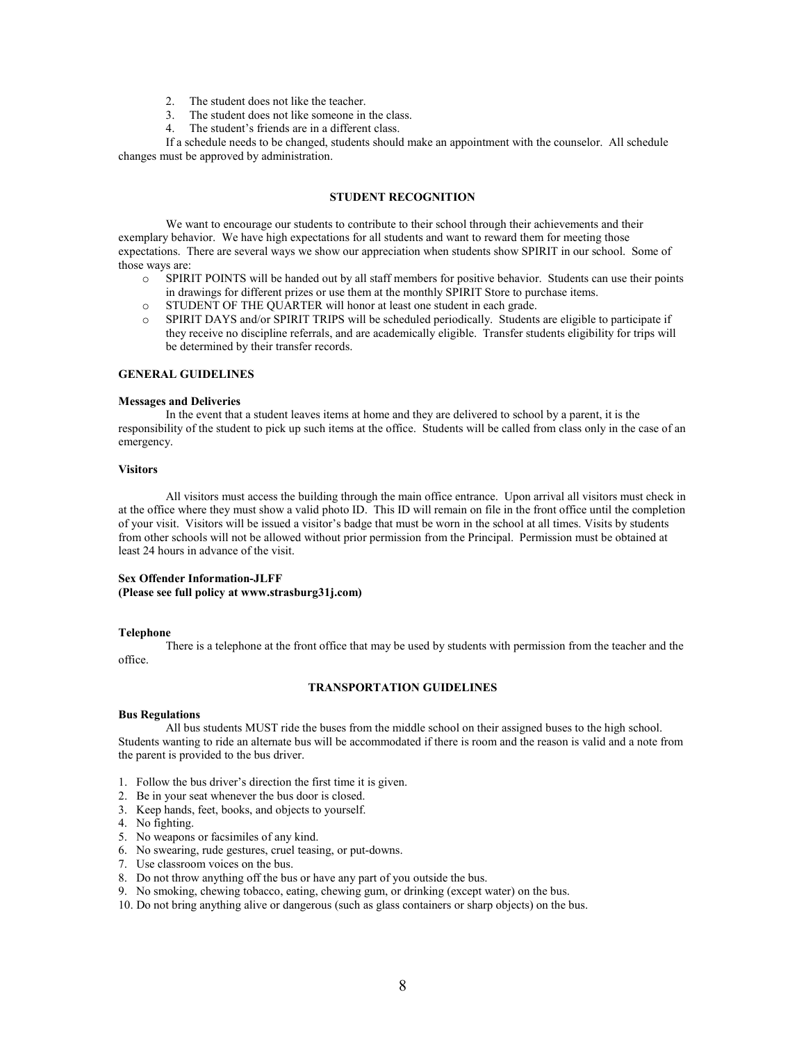2. The student does not like the teacher.
3. The student does not like someone in the class.
4. The student's friends are in a different class.

If a schedule needs to be changed, students should make an appointment with the counselor. All schedule changes must be approved by administration.

## STUDENT RECOGNITION

We want to encourage our students to contribute to their school through their achievements and their exemplary behavior. We have high expectations for all students and want to reward them for meeting those expectations. There are several ways we show our appreciation when students show SPIRIT in our school. Some of those ways are:

- SPIRIT POINTS will be handed out by all staff members for positive behavior. Students can use their points in drawings for different prizes or use them at the monthly SPIRIT Store to purchase items.
- STUDENT OF THE QUARTER will honor at least one student in each grade.
- SPIRIT DAYS and/or SPIRIT TRIPS will be scheduled periodically. Students are eligible to participate if they receive no discipline referrals, and are academically eligible. Transfer students eligibility for trips will be determined by their transfer records.

## GENERAL GUIDELINES

### Messages and Deliveries

In the event that a student leaves items at home and they are delivered to school by a parent, it is the responsibility of the student to pick up such items at the office. Students will be called from class only in the case of an emergency.

### Visitors

All visitors must access the building through the main office entrance. Upon arrival all visitors must check in at the office where they must show a valid photo ID. This ID will remain on file in the front office until the completion of your visit. Visitors will be issued a visitor's badge that must be worn in the school at all times. Visits by students from other schools will not be allowed without prior permission from the Principal. Permission must be obtained at least 24 hours in advance of the visit.

### Sex Offender Information-JLFF
**(Please see full policy at www.strasburg31j.com)**

### Telephone

There is a telephone at the front office that may be used by students with permission from the teacher and the office.

## TRANSPORTATION GUIDELINES

### Bus Regulations

All bus students MUST ride the buses from the middle school on their assigned buses to the high school. Students wanting to ride an alternate bus will be accommodated if there is room and the reason is valid and a note from the parent is provided to the bus driver.

1. Follow the bus driver's direction the first time it is given.
2. Be in your seat whenever the bus door is closed.
3. Keep hands, feet, books, and objects to yourself.
4. No fighting.
5. No weapons or facsimiles of any kind.
6. No swearing, rude gestures, cruel teasing, or put-downs.
7. Use classroom voices on the bus.
8. Do not throw anything off the bus or have any part of you outside the bus.
9. No smoking, chewing tobacco, eating, chewing gum, or drinking (except water) on the bus.
10. Do not bring anything alive or dangerous (such as glass containers or sharp objects) on the bus.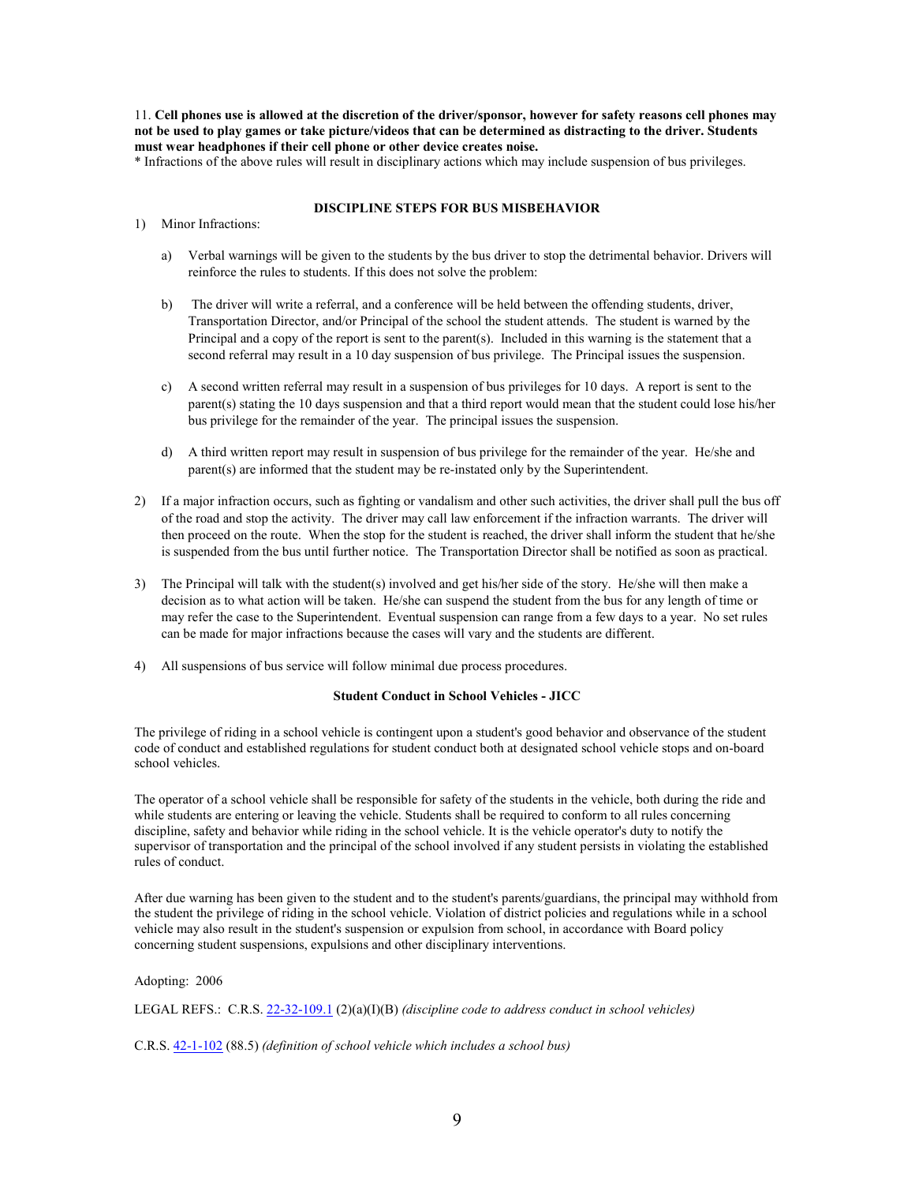11. **Cell phones use is allowed at the discretion of the driver/sponsor, however for safety reasons cell phones may not be used to play games or take picture/videos that can be determined as distracting to the driver. Students must wear headphones if their cell phone or other device creates noise.**

* Infractions of the above rules will result in disciplinary actions which may include suspension of bus privileges.

## DISCIPLINE STEPS FOR BUS MISBEHAVIOR

1) Minor Infractions:

   a) Verbal warnings will be given to the students by the bus driver to stop the detrimental behavior. Drivers will reinforce the rules to students. If this does not solve the problem:

   b) The driver will write a referral, and a conference will be held between the offending students, driver, Transportation Director, and/or Principal of the school the student attends. The student is warned by the Principal and a copy of the report is sent to the parent(s). Included in this warning is the statement that a second referral may result in a 10 day suspension of bus privilege. The Principal issues the suspension.

   c) A second written referral may result in a suspension of bus privileges for 10 days. A report is sent to the parent(s) stating the 10 days suspension and that a third report would mean that the student could lose his/her bus privilege for the remainder of the year. The principal issues the suspension.

   d) A third written report may result in suspension of bus privilege for the remainder of the year. He/she and parent(s) are informed that the student may be re-instated only by the Superintendent.

2) If a major infraction occurs, such as fighting or vandalism and other such activities, the driver shall pull the bus off of the road and stop the activity. The driver may call law enforcement if the infraction warrants. The driver will then proceed on the route. When the stop for the student is reached, the driver shall inform the student that he/she is suspended from the bus until further notice. The Transportation Director shall be notified as soon as practical.

3) The Principal will talk with the student(s) involved and get his/her side of the story. He/she will then make a decision as to what action will be taken. He/she can suspend the student from the bus for any length of time or may refer the case to the Superintendent. Eventual suspension can range from a few days to a year. No set rules can be made for major infractions because the cases will vary and the students are different.

4) All suspensions of bus service will follow minimal due process procedures.

### Student Conduct in School Vehicles - JICC

The privilege of riding in a school vehicle is contingent upon a student's good behavior and observance of the student code of conduct and established regulations for student conduct both at designated school vehicle stops and on-board school vehicles.

The operator of a school vehicle shall be responsible for safety of the students in the vehicle, both during the ride and while students are entering or leaving the vehicle. Students shall be required to conform to all rules concerning discipline, safety and behavior while riding in the school vehicle. It is the vehicle operator's duty to notify the supervisor of transportation and the principal of the school involved if any student persists in violating the established rules of conduct.

After due warning has been given to the student and to the student's parents/guardians, the principal may withhold from the student the privilege of riding in the school vehicle. Violation of district policies and regulations while in a school vehicle may also result in the student's suspension or expulsion from school, in accordance with Board policy concerning student suspensions, expulsions and other disciplinary interventions.

Adopting: 2006

LEGAL REFS.: C.R.S. 22-32-109.1 (2)(a)(I)(B) *(discipline code to address conduct in school vehicles)*

C.R.S. 42-1-102 (88.5) *(definition of school vehicle which includes a school bus)*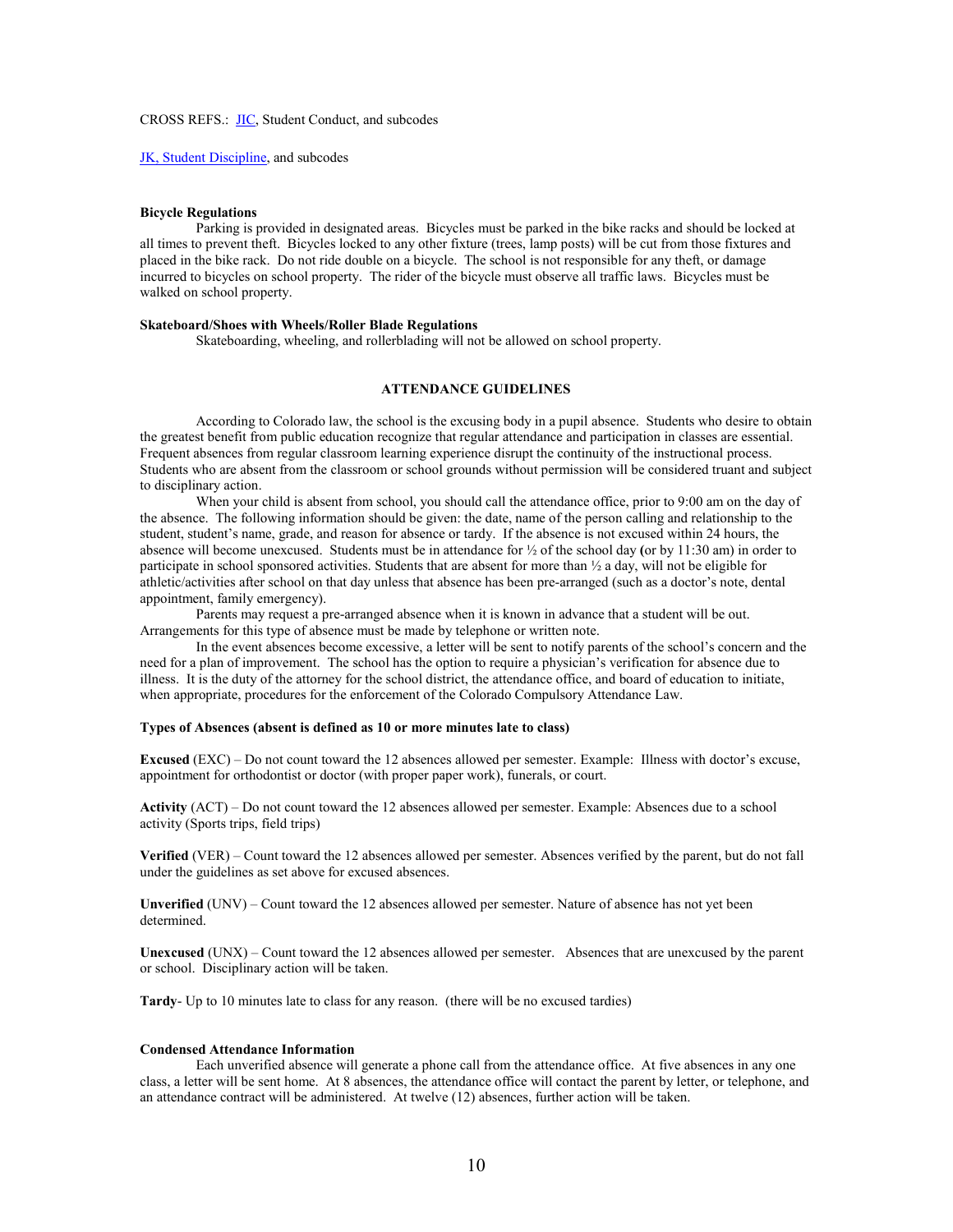CROSS REFS.: [JIC](JIC), Student Conduct, and subcodes

[JK, Student Discipline](JK), and subcodes

**Bicycle Regulations**

Parking is provided in designated areas. Bicycles must be parked in the bike racks and should be locked at all times to prevent theft. Bicycles locked to any other fixture (trees, lamp posts) will be cut from those fixtures and placed in the bike rack. Do not ride double on a bicycle. The school is not responsible for any theft, or damage incurred to bicycles on school property. The rider of the bicycle must observe all traffic laws. Bicycles must be walked on school property.

**Skateboard/Shoes with Wheels/Roller Blade Regulations**

Skateboarding, wheeling, and rollerblading will not be allowed on school property.

## ATTENDANCE GUIDELINES

According to Colorado law, the school is the excusing body in a pupil absence. Students who desire to obtain the greatest benefit from public education recognize that regular attendance and participation in classes are essential. Frequent absences from regular classroom learning experience disrupt the continuity of the instructional process. Students who are absent from the classroom or school grounds without permission will be considered truant and subject to disciplinary action.

When your child is absent from school, you should call the attendance office, prior to 9:00 am on the day of the absence. The following information should be given: the date, name of the person calling and relationship to the student, student's name, grade, and reason for absence or tardy. If the absence is not excused within 24 hours, the absence will become unexcused. Students must be in attendance for ½ of the school day **(**or by 11:30 am) in order to participate in school sponsored activities. Students that are absent for more than ½ a day, will not be eligible for athletic/activities after school on that day unless that absence has been pre-arranged (such as a doctor's note, dental appointment, family emergency).

Parents may request a pre-arranged absence when it is known in advance that a student will be out. Arrangements for this type of absence must be made by telephone or written note.

In the event absences become excessive, a letter will be sent to notify parents of the school's concern and the need for a plan of improvement. The school has the option to require a physician's verification for absence due to illness. It is the duty of the attorney for the school district, the attendance office, and board of education to initiate, when appropriate, procedures for the enforcement of the Colorado Compulsory Attendance Law.

**Types of Absences (absent is defined as 10 or more minutes late to class)**

**Excused** (EXC) – Do not count toward the 12 absences allowed per semester. Example: Illness with doctor's excuse, appointment for orthodontist or doctor (with proper paper work), funerals, or court.

**Activity** (ACT) – Do not count toward the 12 absences allowed per semester. Example: Absences due to a school activity (Sports trips, field trips)

**Verified** (VER) – Count toward the 12 absences allowed per semester. Absences verified by the parent, but do not fall under the guidelines as set above for excused absences.

**Unverified** (UNV) – Count toward the 12 absences allowed per semester. Nature of absence has not yet been determined.

**Unexcused** (UNX) – Count toward the 12 absences allowed per semester. Absences that are unexcused by the parent or school. Disciplinary action will be taken.

**Tardy**- Up to 10 minutes late to class for any reason. (there will be no excused tardies)

**Condensed Attendance Information**

Each unverified absence will generate a phone call from the attendance office. At five absences in any one class, a letter will be sent home. At 8 absences, the attendance office will contact the parent by letter, or telephone, and an attendance contract will be administered. At twelve (12) absences, further action will be taken.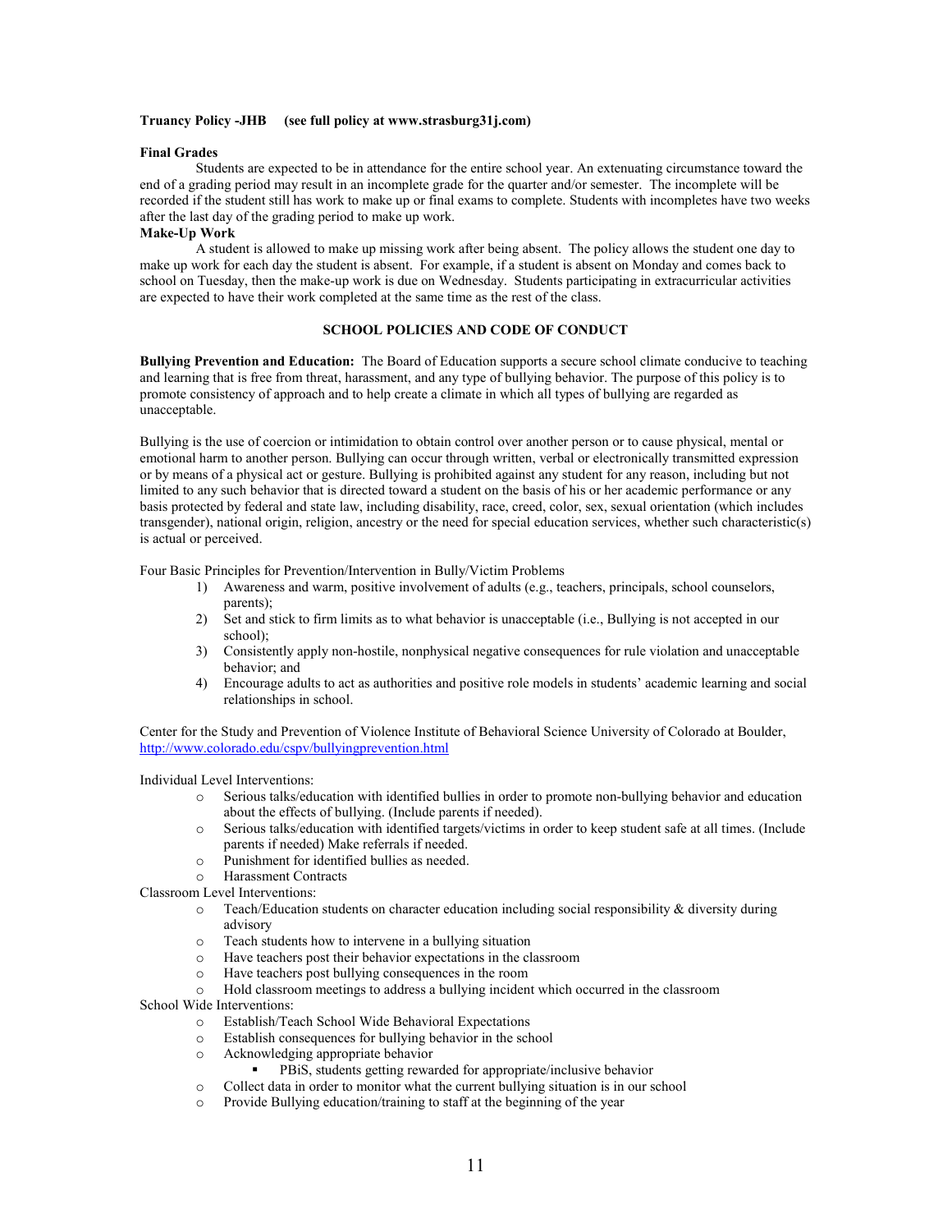**Truancy Policy -JHB (see full policy at www.strasburg31j.com)**

**Final Grades**

Students are expected to be in attendance for the entire school year. An extenuating circumstance toward the end of a grading period may result in an incomplete grade for the quarter and/or semester. The incomplete will be recorded if the student still has work to make up or final exams to complete. Students with incompletes have two weeks after the last day of the grading period to make up work.

**Make-Up Work**

A student is allowed to make up missing work after being absent. The policy allows the student one day to make up work for each day the student is absent. For example, if a student is absent on Monday and comes back to school on Tuesday, then the make-up work is due on Wednesday. Students participating in extracurricular activities are expected to have their work completed at the same time as the rest of the class.

## SCHOOL POLICIES AND CODE OF CONDUCT

**Bullying Prevention and Education:** The Board of Education supports a secure school climate conducive to teaching and learning that is free from threat, harassment, and any type of bullying behavior. The purpose of this policy is to promote consistency of approach and to help create a climate in which all types of bullying are regarded as unacceptable.

Bullying is the use of coercion or intimidation to obtain control over another person or to cause physical, mental or emotional harm to another person. Bullying can occur through written, verbal or electronically transmitted expression or by means of a physical act or gesture. Bullying is prohibited against any student for any reason, including but not limited to any such behavior that is directed toward a student on the basis of his or her academic performance or any basis protected by federal and state law, including disability, race, creed, color, sex, sexual orientation (which includes transgender), national origin, religion, ancestry or the need for special education services, whether such characteristic(s) is actual or perceived.

Four Basic Principles for Prevention/Intervention in Bully/Victim Problems

1) Awareness and warm, positive involvement of adults (e.g., teachers, principals, school counselors, parents);
2) Set and stick to firm limits as to what behavior is unacceptable (i.e., Bullying is not accepted in our school);
3) Consistently apply non-hostile, nonphysical negative consequences for rule violation and unacceptable behavior; and
4) Encourage adults to act as authorities and positive role models in students' academic learning and social relationships in school.

Center for the Study and Prevention of Violence Institute of Behavioral Science University of Colorado at Boulder, http://www.colorado.edu/cspv/bullyingprevention.html

Individual Level Interventions:

- Serious talks/education with identified bullies in order to promote non-bullying behavior and education about the effects of bullying. (Include parents if needed).
- Serious talks/education with identified targets/victims in order to keep student safe at all times. (Include parents if needed) Make referrals if needed.
- Punishment for identified bullies as needed.
- Harassment Contracts

Classroom Level Interventions:

- Teach/Education students on character education including social responsibility & diversity during advisory
- Teach students how to intervene in a bullying situation
- Have teachers post their behavior expectations in the classroom
- Have teachers post bullying consequences in the room
- Hold classroom meetings to address a bullying incident which occurred in the classroom

School Wide Interventions:

- Establish/Teach School Wide Behavioral Expectations
- Establish consequences for bullying behavior in the school
- Acknowledging appropriate behavior
  - PBiS, students getting rewarded for appropriate/inclusive behavior
- Collect data in order to monitor what the current bullying situation is in our school
- Provide Bullying education/training to staff at the beginning of the year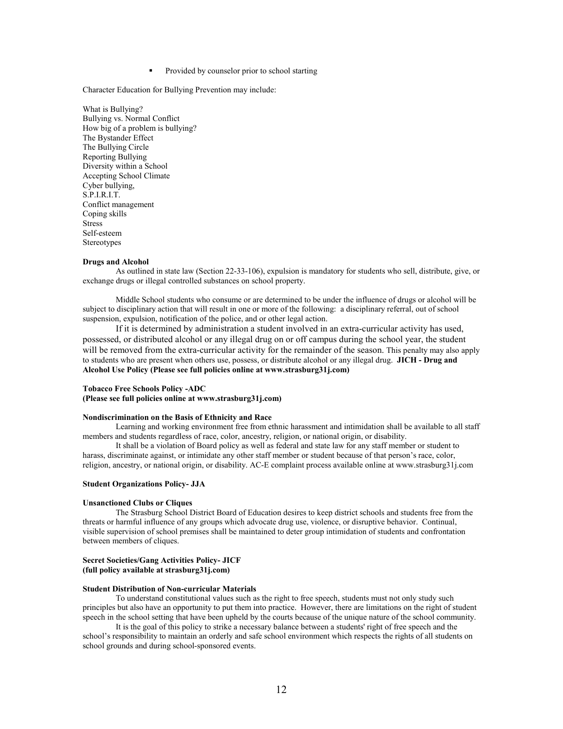- Provided by counselor prior to school starting

Character Education for Bullying Prevention may include:

What is Bullying?  
Bullying vs. Normal Conflict  
How big of a problem is bullying?  
The Bystander Effect  
The Bullying Circle  
Reporting Bullying  
Diversity within a School  
Accepting School Climate  
Cyber bullying,  
S.P.I.R.I.T.  
Conflict management  
Coping skills  
Stress  
Self-esteem  
Stereotypes

**Drugs and Alcohol**

As outlined in state law (Section 22-33-106), expulsion is mandatory for students who sell, distribute, give, or exchange drugs or illegal controlled substances on school property.

Middle School students who consume or are determined to be under the influence of drugs or alcohol will be subject to disciplinary action that will result in one or more of the following: a disciplinary referral, out of school suspension, expulsion, notification of the police, and or other legal action.

If it is determined by administration a student involved in an extra-curricular activity has used, possessed, or distributed alcohol or any illegal drug on or off campus during the school year, the student will be removed from the extra-curricular activity for the remainder of the season. This penalty may also apply to students who are present when others use, possess, or distribute alcohol or any illegal drug. **JICH - Drug and Alcohol Use Policy (Please see full policies online at www.strasburg31j.com)**

**Tobacco Free Schools Policy -ADC**
**(Please see full policies online at www.strasburg31j.com)**

**Nondiscrimination on the Basis of Ethnicity and Race**

Learning and working environment free from ethnic harassment and intimidation shall be available to all staff members and students regardless of race, color, ancestry, religion, or national origin, or disability.

It shall be a violation of Board policy as well as federal and state law for any staff member or student to harass, discriminate against, or intimidate any other staff member or student because of that person's race, color, religion, ancestry, or national origin, or disability. AC-E complaint process available online at www.strasburg31j.com

**Student Organizations Policy- JJA**

**Unsanctioned Clubs or Cliques**

The Strasburg School District Board of Education desires to keep district schools and students free from the threats or harmful influence of any groups which advocate drug use, violence, or disruptive behavior. Continual, visible supervision of school premises shall be maintained to deter group intimidation of students and confrontation between members of cliques.

**Secret Societies/Gang Activities Policy- JICF**
**(full policy available at strasburg31j.com)**

**Student Distribution of Non-curricular Materials**

To understand constitutional values such as the right to free speech, students must not only study such principles but also have an opportunity to put them into practice. However, there are limitations on the right of student speech in the school setting that have been upheld by the courts because of the unique nature of the school community.

It is the goal of this policy to strike a necessary balance between a students' right of free speech and the school's responsibility to maintain an orderly and safe school environment which respects the rights of all students on school grounds and during school-sponsored events.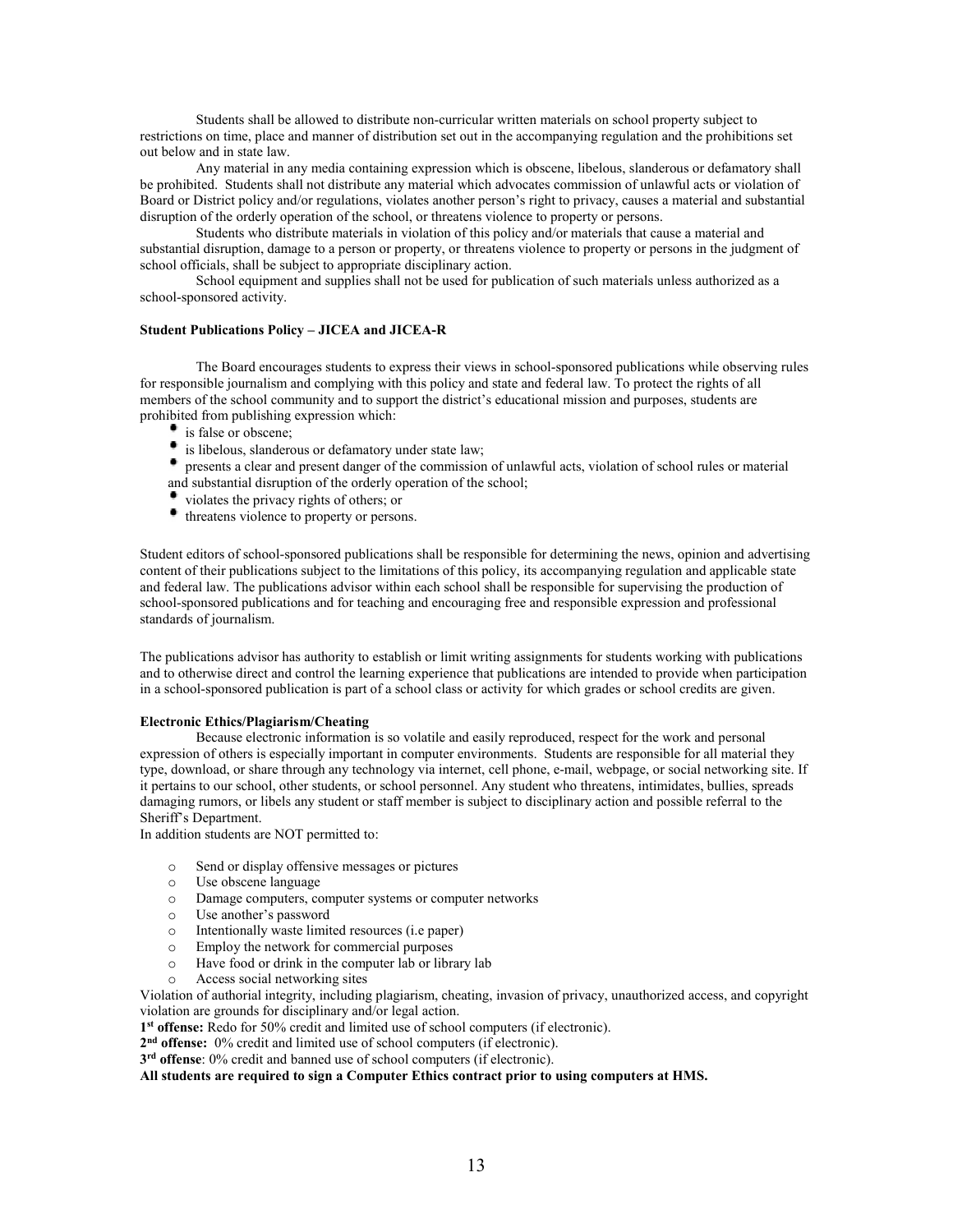Students shall be allowed to distribute non-curricular written materials on school property subject to restrictions on time, place and manner of distribution set out in the accompanying regulation and the prohibitions set out below and in state law.

Any material in any media containing expression which is obscene, libelous, slanderous or defamatory shall be prohibited. Students shall not distribute any material which advocates commission of unlawful acts or violation of Board or District policy and/or regulations, violates another person's right to privacy, causes a material and substantial disruption of the orderly operation of the school, or threatens violence to property or persons.

Students who distribute materials in violation of this policy and/or materials that cause a material and substantial disruption, damage to a person or property, or threatens violence to property or persons in the judgment of school officials, shall be subject to appropriate disciplinary action.

School equipment and supplies shall not be used for publication of such materials unless authorized as a school-sponsored activity.

**Student Publications Policy – JICEA and JICEA-R**

The Board encourages students to express their views in school-sponsored publications while observing rules for responsible journalism and complying with this policy and state and federal law. To protect the rights of all members of the school community and to support the district's educational mission and purposes, students are prohibited from publishing expression which:

- is false or obscene;
- is libelous, slanderous or defamatory under state law;
- presents a clear and present danger of the commission of unlawful acts, violation of school rules or material and substantial disruption of the orderly operation of the school;
- violates the privacy rights of others; or
- threatens violence to property or persons.

Student editors of school-sponsored publications shall be responsible for determining the news, opinion and advertising content of their publications subject to the limitations of this policy, its accompanying regulation and applicable state and federal law. The publications advisor within each school shall be responsible for supervising the production of school-sponsored publications and for teaching and encouraging free and responsible expression and professional standards of journalism.

The publications advisor has authority to establish or limit writing assignments for students working with publications and to otherwise direct and control the learning experience that publications are intended to provide when participation in a school-sponsored publication is part of a school class or activity for which grades or school credits are given.

**Electronic Ethics/Plagiarism/Cheating**

Because electronic information is so volatile and easily reproduced, respect for the work and personal expression of others is especially important in computer environments. Students are responsible for all material they type, download, or share through any technology via internet, cell phone, e-mail, webpage, or social networking site. If it pertains to our school, other students, or school personnel. Any student who threatens, intimidates, bullies, spreads damaging rumors, or libels any student or staff member is subject to disciplinary action and possible referral to the Sheriff's Department.

In addition students are NOT permitted to:

- Send or display offensive messages or pictures
- Use obscene language
- Damage computers, computer systems or computer networks
- Use another's password
- Intentionally waste limited resources (i.e paper)
- Employ the network for commercial purposes
- Have food or drink in the computer lab or library lab
- Access social networking sites

Violation of authorial integrity, including plagiarism, cheating, invasion of privacy, unauthorized access, and copyright violation are grounds for disciplinary and/or legal action.

**1st offense:** Redo for 50% credit and limited use of school computers (if electronic).

**2nd offense:** 0% credit and limited use of school computers (if electronic).

**3rd offense**: 0% credit and banned use of school computers (if electronic).

**All students are required to sign a Computer Ethics contract prior to using computers at HMS.**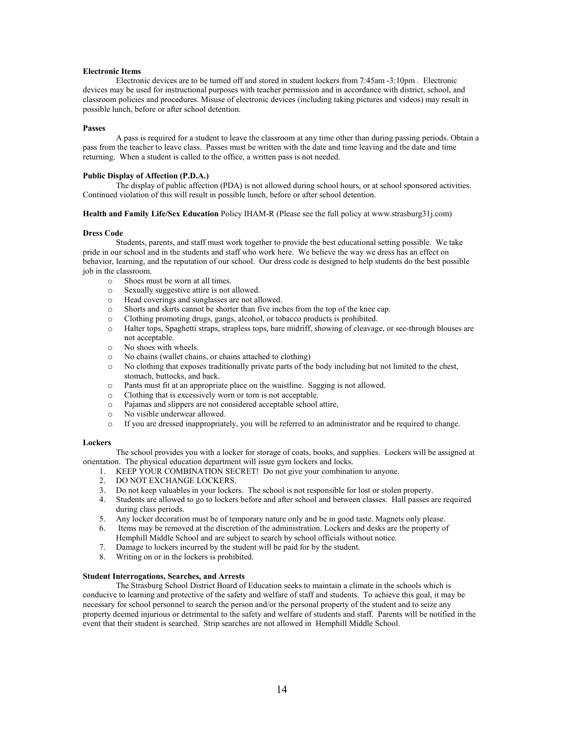**Electronic Items**

Electronic devices are to be turned off and stored in student lockers from 7:45am -3:10pm . Electronic devices may be used for instructional purposes with teacher permission and in accordance with district, school, and classroom policies and procedures. Misuse of electronic devices (including taking pictures and videos) may result in possible lunch, before or after school detention.

**Passes**

A pass is required for a student to leave the classroom at any time other than during passing periods. Obtain a pass from the teacher to leave class. Passes must be written with the date and time leaving and the date and time returning. When a student is called to the office, a written pass is not needed.

**Public Display of Affection (P.D.A.)**

The display of public affection (PDA) is not allowed during school hours, or at school sponsored activities. Continued violation of this will result in possible lunch, before or after school detention.

**Health and Family Life/Sex Education** Policy IHAM-R (Please see the full policy at www.strasburg31j.com)

**Dress Code**

Students, parents, and staff must work together to provide the best educational setting possible. We take pride in our school and in the students and staff who work here. We believe the way we dress has an effect on behavior, learning, and the reputation of our school. Our dress code is designed to help students do the best possible job in the classroom.

- Shoes must be worn at all times.
- Sexually suggestive attire is not allowed.
- Head coverings and sunglasses are not allowed.
- Shorts and skirts cannot be shorter than five inches from the top of the knee cap.
- Clothing promoting drugs, gangs, alcohol, or tobacco products is prohibited.
- Halter tops, Spaghetti straps, strapless tops, bare midriff, showing of cleavage, or see-through blouses are not acceptable.
- No shoes with wheels.
- No chains (wallet chains, or chains attached to clothing)
- No clothing that exposes traditionally private parts of the body including but not limited to the chest, stomach, buttocks, and back.
- Pants must fit at an appropriate place on the waistline. Sagging is not allowed.
- Clothing that is excessively worn or torn is not acceptable.
- Pajamas and slippers are not considered acceptable school attire,
- No visible underwear allowed.
- If you are dressed inappropriately, you will be referred to an administrator and be required to change.

**Lockers**

The school provides you with a locker for storage of coats, books, and supplies. Lockers will be assigned at orientation. The physical education department will issue gym lockers and locks.

1. KEEP YOUR COMBINATION SECRET! Do not give your combination to anyone.
2. DO NOT EXCHANGE LOCKERS.
3. Do not keep valuables in your lockers. The school is not responsible for lost or stolen property.
4. Students are allowed to go to lockers before and after school and between classes. Hall passes are required during class periods.
5. Any locker decoration must be of temporary nature only and be in good taste. Magnets only please.
6. Items may be removed at the discretion of the administration. Lockers and desks are the property of Hemphill Middle School and are subject to search by school officials without notice.
7. Damage to lockers incurred by the student will be paid for by the student.
8. Writing on or in the lockers is prohibited.

**Student Interrogations, Searches, and Arrests**

The Strasburg School District Board of Education seeks to maintain a climate in the schools which is conducive to learning and protective of the safety and welfare of staff and students. To achieve this goal, it may be necessary for school personnel to search the person and/or the personal property of the student and to seize any property deemed injurious or detrimental to the safety and welfare of students and staff. Parents will be notified in the event that their student is searched. Strip searches are not allowed in Hemphill Middle School.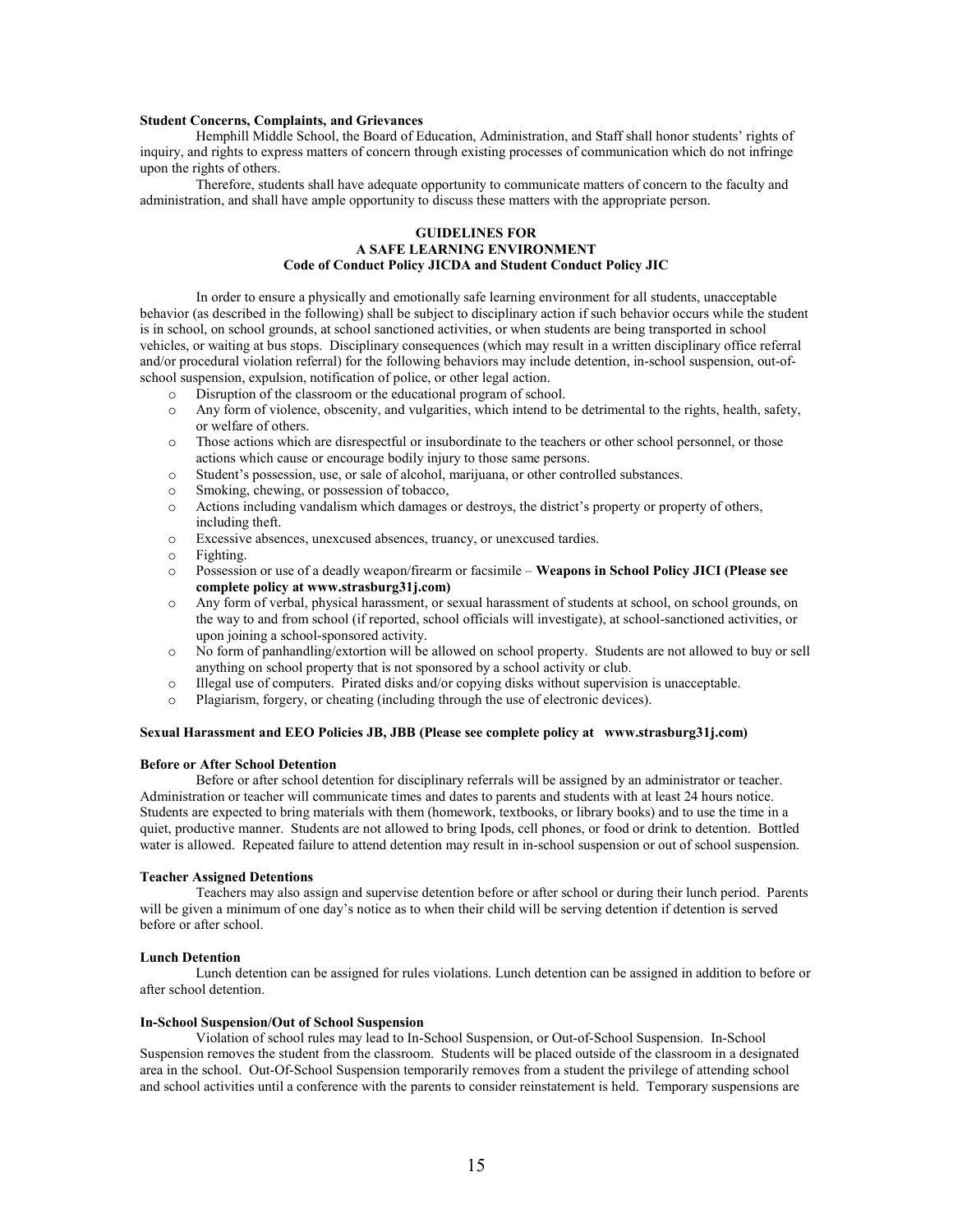**Student Concerns, Complaints, and Grievances**

Hemphill Middle School, the Board of Education, Administration, and Staff shall honor students' rights of inquiry, and rights to express matters of concern through existing processes of communication which do not infringe upon the rights of others.

Therefore, students shall have adequate opportunity to communicate matters of concern to the faculty and administration, and shall have ample opportunity to discuss these matters with the appropriate person.

## GUIDELINES FOR A SAFE LEARNING ENVIRONMENT

**Code of Conduct Policy JICDA and Student Conduct Policy JIC**

In order to ensure a physically and emotionally safe learning environment for all students, unacceptable behavior (as described in the following) shall be subject to disciplinary action if such behavior occurs while the student is in school, on school grounds, at school sanctioned activities, or when students are being transported in school vehicles, or waiting at bus stops. Disciplinary consequences (which may result in a written disciplinary office referral and/or procedural violation referral) for the following behaviors may include detention, in-school suspension, out-of-school suspension, expulsion, notification of police, or other legal action.

- Disruption of the classroom or the educational program of school.
- Any form of violence, obscenity, and vulgarities, which intend to be detrimental to the rights, health, safety, or welfare of others.
- Those actions which are disrespectful or insubordinate to the teachers or other school personnel, or those actions which cause or encourage bodily injury to those same persons.
- Student's possession, use, or sale of alcohol, marijuana, or other controlled substances.
- Smoking, chewing, or possession of tobacco,
- Actions including vandalism which damages or destroys, the district's property or property of others, including theft.
- Excessive absences, unexcused absences, truancy, or unexcused tardies.
- Fighting.
- Possession or use of a deadly weapon/firearm or facsimile – **Weapons in School Policy JICI (Please see complete policy at www.strasburg31j.com)**
- Any form of verbal, physical harassment, or sexual harassment of students at school, on school grounds, on the way to and from school (if reported, school officials will investigate), at school-sanctioned activities, or upon joining a school-sponsored activity.
- No form of panhandling/extortion will be allowed on school property. Students are not allowed to buy or sell anything on school property that is not sponsored by a school activity or club.
- Illegal use of computers. Pirated disks and/or copying disks without supervision is unacceptable.
- Plagiarism, forgery, or cheating (including through the use of electronic devices).

**Sexual Harassment and EEO Policies JB, JBB (Please see complete policy at www.strasburg31j.com)**

**Before or After School Detention**

Before or after school detention for disciplinary referrals will be assigned by an administrator or teacher. Administration or teacher will communicate times and dates to parents and students with at least 24 hours notice. Students are expected to bring materials with them (homework, textbooks, or library books) and to use the time in a quiet, productive manner. Students are not allowed to bring Ipods, cell phones, or food or drink to detention. Bottled water is allowed. Repeated failure to attend detention may result in in-school suspension or out of school suspension.

**Teacher Assigned Detentions**

Teachers may also assign and supervise detention before or after school or during their lunch period. Parents will be given a minimum of one day's notice as to when their child will be serving detention if detention is served before or after school.

**Lunch Detention**

Lunch detention can be assigned for rules violations. Lunch detention can be assigned in addition to before or after school detention.

**In-School Suspension/Out of School Suspension**

Violation of school rules may lead to In-School Suspension, or Out-of-School Suspension. In-School Suspension removes the student from the classroom. Students will be placed outside of the classroom in a designated area in the school. Out-Of-School Suspension temporarily removes from a student the privilege of attending school and school activities until a conference with the parents to consider reinstatement is held. Temporary suspensions are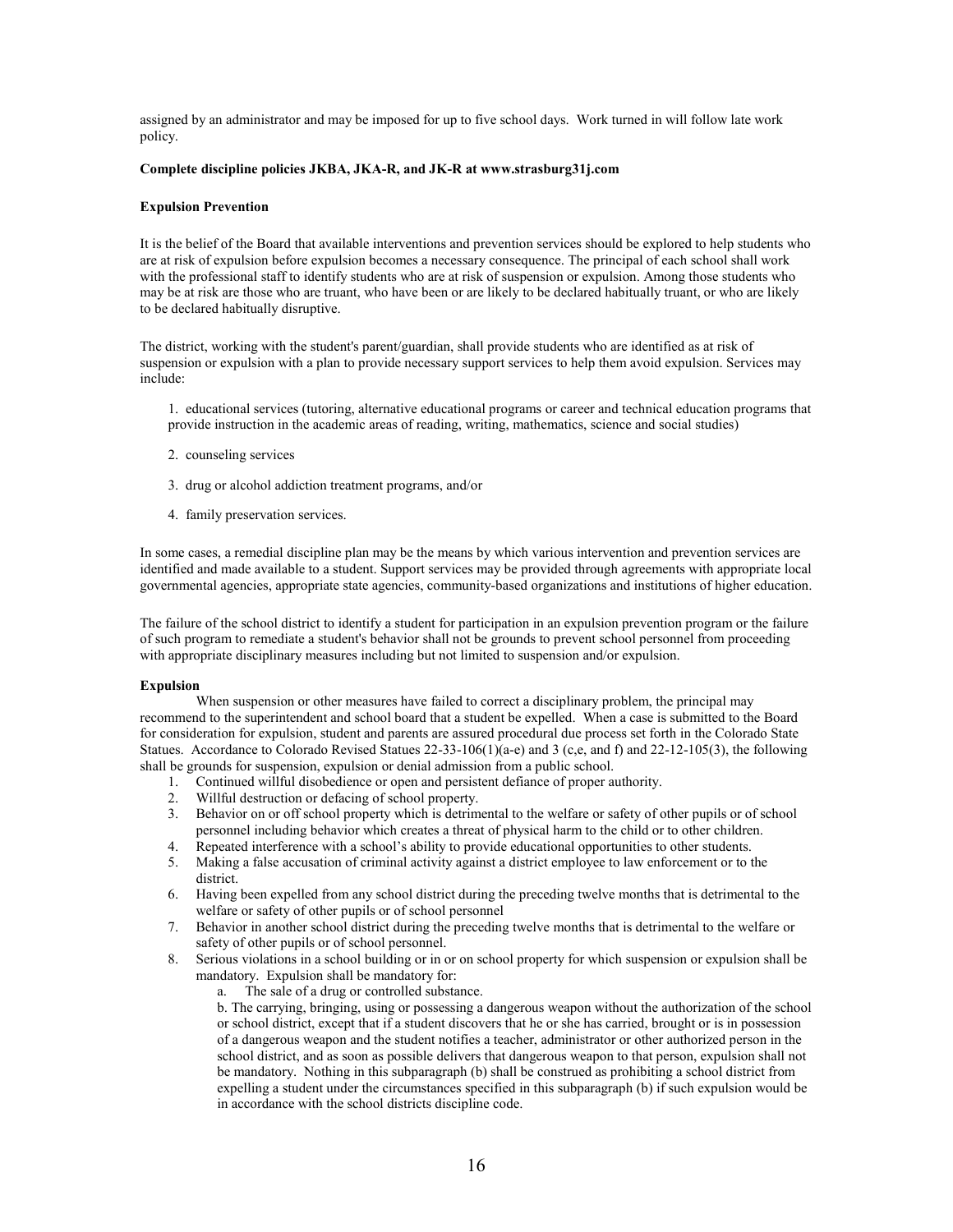assigned by an administrator and may be imposed for up to five school days. Work turned in will follow late work policy.

**Complete discipline policies JKBA, JKA-R, and JK-R at www.strasburg31j.com**

**Expulsion Prevention**

It is the belief of the Board that available interventions and prevention services should be explored to help students who are at risk of expulsion before expulsion becomes a necessary consequence. The principal of each school shall work with the professional staff to identify students who are at risk of suspension or expulsion. Among those students who may be at risk are those who are truant, who have been or are likely to be declared habitually truant, or who are likely to be declared habitually disruptive.

The district, working with the student's parent/guardian, shall provide students who are identified as at risk of suspension or expulsion with a plan to provide necessary support services to help them avoid expulsion. Services may include:

1. educational services (tutoring, alternative educational programs or career and technical education programs that provide instruction in the academic areas of reading, writing, mathematics, science and social studies)
2. counseling services
3. drug or alcohol addiction treatment programs, and/or
4. family preservation services.

In some cases, a remedial discipline plan may be the means by which various intervention and prevention services are identified and made available to a student. Support services may be provided through agreements with appropriate local governmental agencies, appropriate state agencies, community-based organizations and institutions of higher education.

The failure of the school district to identify a student for participation in an expulsion prevention program or the failure of such program to remediate a student's behavior shall not be grounds to prevent school personnel from proceeding with appropriate disciplinary measures including but not limited to suspension and/or expulsion.

**Expulsion**

When suspension or other measures have failed to correct a disciplinary problem, the principal may recommend to the superintendent and school board that a student be expelled. When a case is submitted to the Board for consideration for expulsion, student and parents are assured procedural due process set forth in the Colorado State Statues. Accordance to Colorado Revised Statues 22-33-106(1)(a-e) and 3 (c,e, and f) and 22-12-105(3), the following shall be grounds for suspension, expulsion or denial admission from a public school.

1. Continued willful disobedience or open and persistent defiance of proper authority.
2. Willful destruction or defacing of school property.
3. Behavior on or off school property which is detrimental to the welfare or safety of other pupils or of school personnel including behavior which creates a threat of physical harm to the child or to other children.
4. Repeated interference with a school's ability to provide educational opportunities to other students.
5. Making a false accusation of criminal activity against a district employee to law enforcement or to the district.
6. Having been expelled from any school district during the preceding twelve months that is detrimental to the welfare or safety of other pupils or of school personnel
7. Behavior in another school district during the preceding twelve months that is detrimental to the welfare or safety of other pupils or of school personnel.
8. Serious violations in a school building or in or on school property for which suspension or expulsion shall be mandatory. Expulsion shall be mandatory for:
   a. The sale of a drug or controlled substance.

   b. The carrying, bringing, using or possessing a dangerous weapon without the authorization of the school or school district, except that if a student discovers that he or she has carried, brought or is in possession of a dangerous weapon and the student notifies a teacher, administrator or other authorized person in the school district, and as soon as possible delivers that dangerous weapon to that person, expulsion shall not be mandatory. Nothing in this subparagraph (b) shall be construed as prohibiting a school district from expelling a student under the circumstances specified in this subparagraph (b) if such expulsion would be in accordance with the school districts discipline code.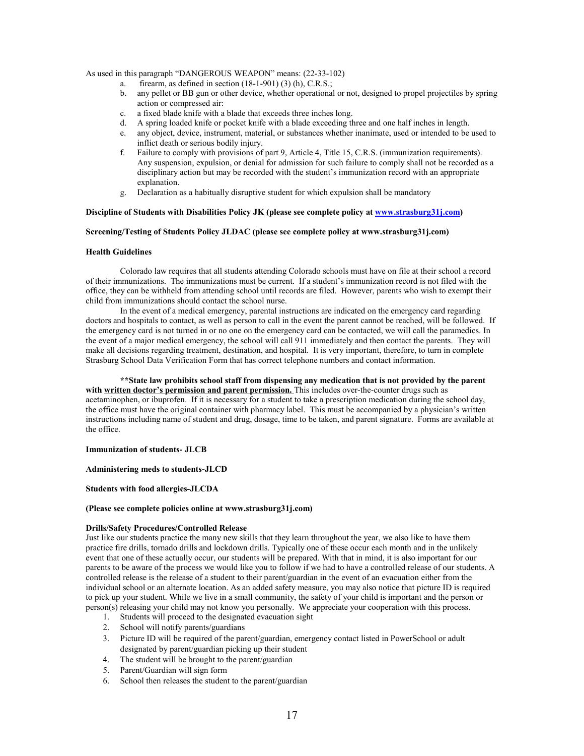As used in this paragraph "DANGEROUS WEAPON" means: (22-33-102)

a. firearm, as defined in section (18-1-901) (3) (h), C.R.S.;
b. any pellet or BB gun or other device, whether operational or not, designed to propel projectiles by spring action or compressed air:
c. a fixed blade knife with a blade that exceeds three inches long.
d. A spring loaded knife or pocket knife with a blade exceeding three and one half inches in length.
e. any object, device, instrument, material, or substances whether inanimate, used or intended to be used to inflict death or serious bodily injury.
f. Failure to comply with provisions of part 9, Article 4, Title 15, C.R.S. (immunization requirements). Any suspension, expulsion, or denial for admission for such failure to comply shall not be recorded as a disciplinary action but may be recorded with the student's immunization record with an appropriate explanation.
g. Declaration as a habitually disruptive student for which expulsion shall be mandatory

**Discipline of Students with Disabilities Policy JK (please see complete policy at www.strasburg31j.com)**

**Screening/Testing of Students Policy JLDAC (please see complete policy at www.strasburg31j.com)**

**Health Guidelines**

Colorado law requires that all students attending Colorado schools must have on file at their school a record of their immunizations. The immunizations must be current. If a student's immunization record is not filed with the office, they can be withheld from attending school until records are filed. However, parents who wish to exempt their child from immunizations should contact the school nurse.

In the event of a medical emergency, parental instructions are indicated on the emergency card regarding doctors and hospitals to contact, as well as person to call in the event the parent cannot be reached, will be followed. If the emergency card is not turned in or no one on the emergency card can be contacted, we will call the paramedics. In the event of a major medical emergency, the school will call 911 immediately and then contact the parents. They will make all decisions regarding treatment, destination, and hospital. It is very important, therefore, to turn in complete Strasburg School Data Verification Form that has correct telephone numbers and contact information.

**\*\*State law prohibits school staff from dispensing any medication that is not provided by the parent with <u>written doctor's permission and parent permission.</u>** This includes over-the-counter drugs such as acetaminophen, or ibuprofen. If it is necessary for a student to take a prescription medication during the school day, the office must have the original container with pharmacy label. This must be accompanied by a physician's written instructions including name of student and drug, dosage, time to be taken, and parent signature. Forms are available at the office.

**Immunization of students- JLCB**

**Administering meds to students-JLCD**

**Students with food allergies-JLCDA**

**(Please see complete policies online at www.strasburg31j.com)**

**Drills/Safety Procedures/Controlled Release**

Just like our students practice the many new skills that they learn throughout the year, we also like to have them practice fire drills, tornado drills and lockdown drills. Typically one of these occur each month and in the unlikely event that one of these actually occur, our students will be prepared. With that in mind, it is also important for our parents to be aware of the process we would like you to follow if we had to have a controlled release of our students. A controlled release is the release of a student to their parent/guardian in the event of an evacuation either from the individual school or an alternate location. As an added safety measure, you may also notice that picture ID is required to pick up your student. While we live in a small community, the safety of your child is important and the person or person(s) releasing your child may not know you personally. We appreciate your cooperation with this process.

1. Students will proceed to the designated evacuation sight
2. School will notify parents/guardians
3. Picture ID will be required of the parent/guardian, emergency contact listed in PowerSchool or adult designated by parent/guardian picking up their student
4. The student will be brought to the parent/guardian
5. Parent/Guardian will sign form
6. School then releases the student to the parent/guardian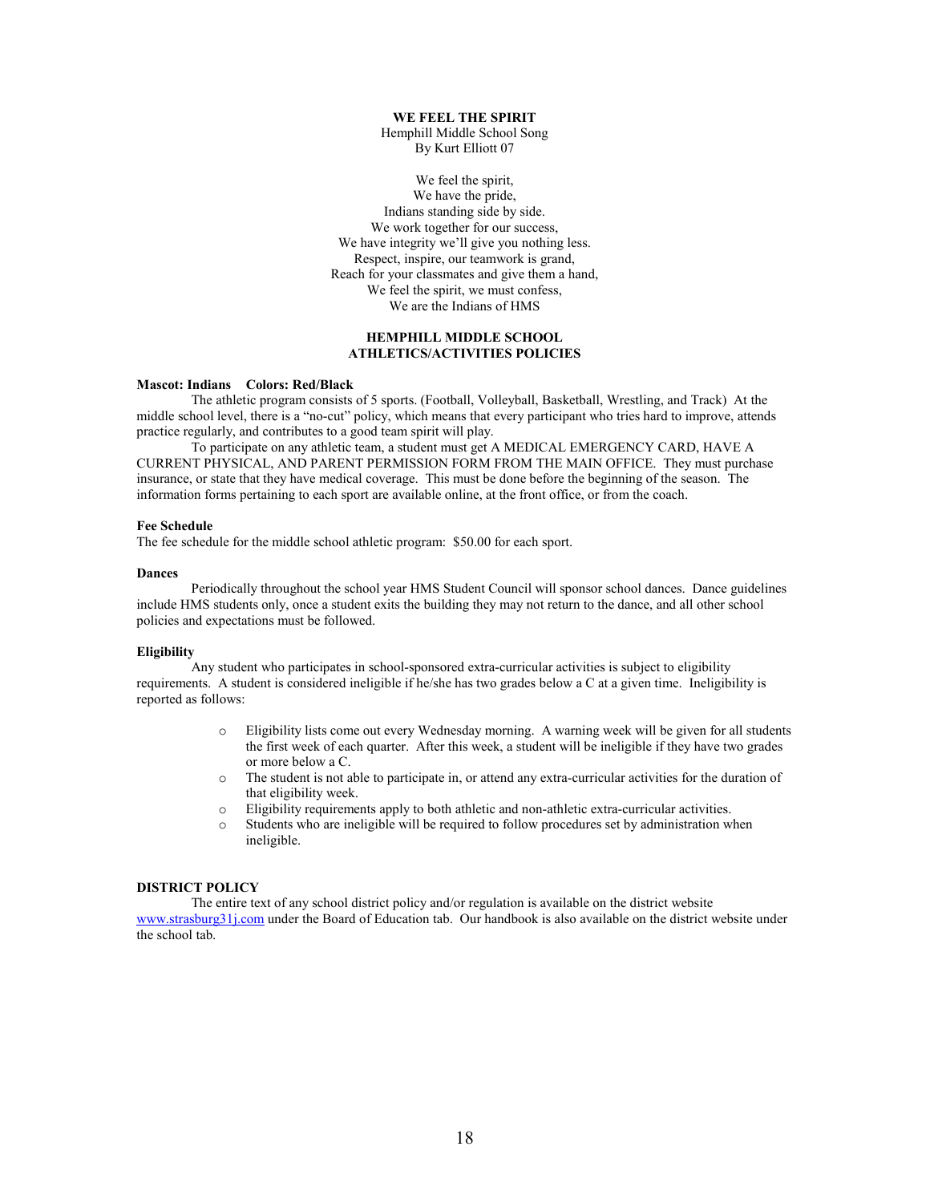**WE FEEL THE SPIRIT**
Hemphill Middle School Song
By Kurt Elliott 07

We feel the spirit,
We have the pride,
Indians standing side by side.
We work together for our success,
We have integrity we'll give you nothing less.
Respect, inspire, our teamwork is grand,
Reach for your classmates and give them a hand,
We feel the spirit, we must confess,
We are the Indians of HMS

## HEMPHILL MIDDLE SCHOOL ATHLETICS/ACTIVITIES POLICIES

**Mascot: Indians Colors: Red/Black**

The athletic program consists of 5 sports. (Football, Volleyball, Basketball, Wrestling, and Track) At the middle school level, there is a "no-cut" policy, which means that every participant who tries hard to improve, attends practice regularly, and contributes to a good team spirit will play.

To participate on any athletic team, a student must get A MEDICAL EMERGENCY CARD, HAVE A CURRENT PHYSICAL, AND PARENT PERMISSION FORM FROM THE MAIN OFFICE. They must purchase insurance, or state that they have medical coverage. This must be done before the beginning of the season. The information forms pertaining to each sport are available online, at the front office, or from the coach.

**Fee Schedule**

The fee schedule for the middle school athletic program: $50.00 for each sport.

**Dances**

Periodically throughout the school year HMS Student Council will sponsor school dances. Dance guidelines include HMS students only, once a student exits the building they may not return to the dance, and all other school policies and expectations must be followed.

**Eligibility**

Any student who participates in school-sponsored extra-curricular activities is subject to eligibility requirements. A student is considered ineligible if he/she has two grades below a C at a given time. Ineligibility is reported as follows:

- Eligibility lists come out every Wednesday morning. A warning week will be given for all students the first week of each quarter. After this week, a student will be ineligible if they have two grades or more below a C.
- The student is not able to participate in, or attend any extra-curricular activities for the duration of that eligibility week.
- Eligibility requirements apply to both athletic and non-athletic extra-curricular activities.
- Students who are ineligible will be required to follow procedures set by administration when ineligible.

**DISTRICT POLICY**

The entire text of any school district policy and/or regulation is available on the district website www.strasburg31j.com under the Board of Education tab. Our handbook is also available on the district website under the school tab.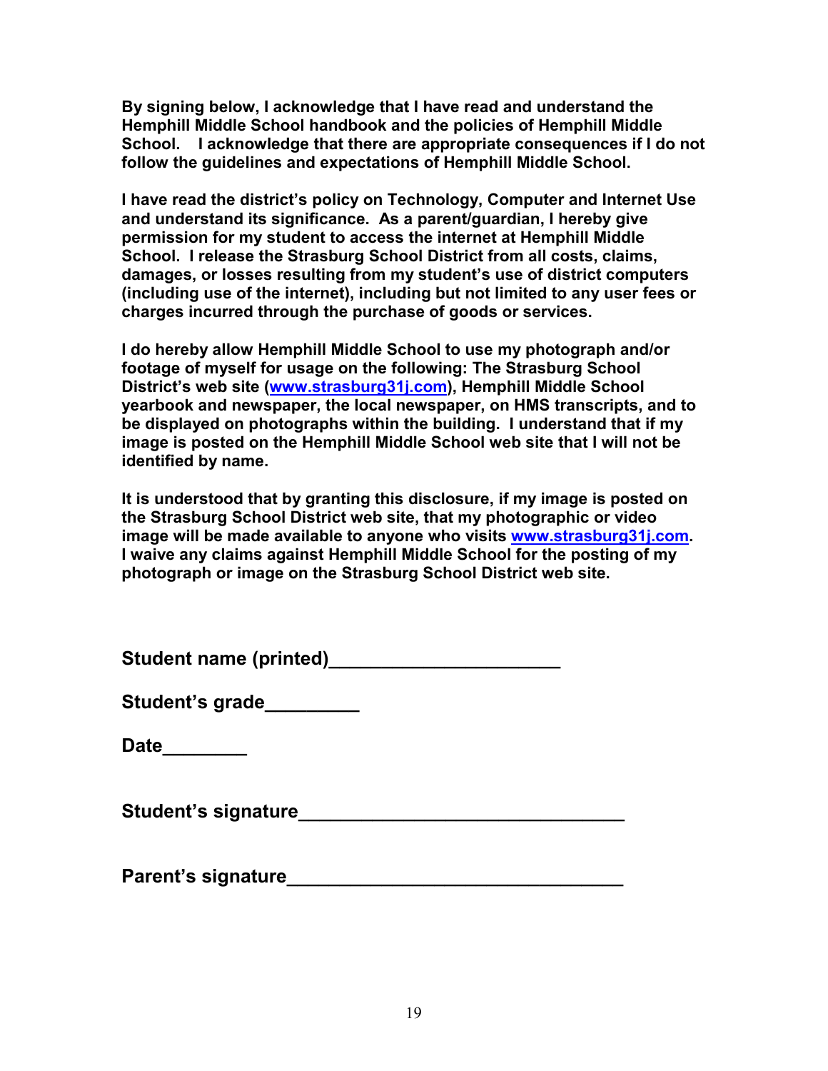**By signing below, I acknowledge that I have read and understand the Hemphill Middle School handbook and the policies of Hemphill Middle School. I acknowledge that there are appropriate consequences if I do not follow the guidelines and expectations of Hemphill Middle School.**

**I have read the district's policy on Technology, Computer and Internet Use and understand its significance. As a parent/guardian, I hereby give permission for my student to access the internet at Hemphill Middle School. I release the Strasburg School District from all costs, claims, damages, or losses resulting from my student's use of district computers (including use of the internet), including but not limited to any user fees or charges incurred through the purchase of goods or services.**

**I do hereby allow Hemphill Middle School to use my photograph and/or footage of myself for usage on the following: The Strasburg School District's web site ([www.strasburg31j.com](http://www.strasburg31j.com)), Hemphill Middle School yearbook and newspaper, the local newspaper, on HMS transcripts, and to be displayed on photographs within the building. I understand that if my image is posted on the Hemphill Middle School web site that I will not be identified by name.**

**It is understood that by granting this disclosure, if my image is posted on the Strasburg School District web site, that my photographic or video image will be made available to anyone who visits [www.strasburg31j.com](http://www.strasburg31j.com). I waive any claims against Hemphill Middle School for the posting of my photograph or image on the Strasburg School District web site.**

**Student name (printed)______________________**

**Student's grade_________**

**Date________**

**Student's signature_______________________________**

**Parent's signature________________________________**